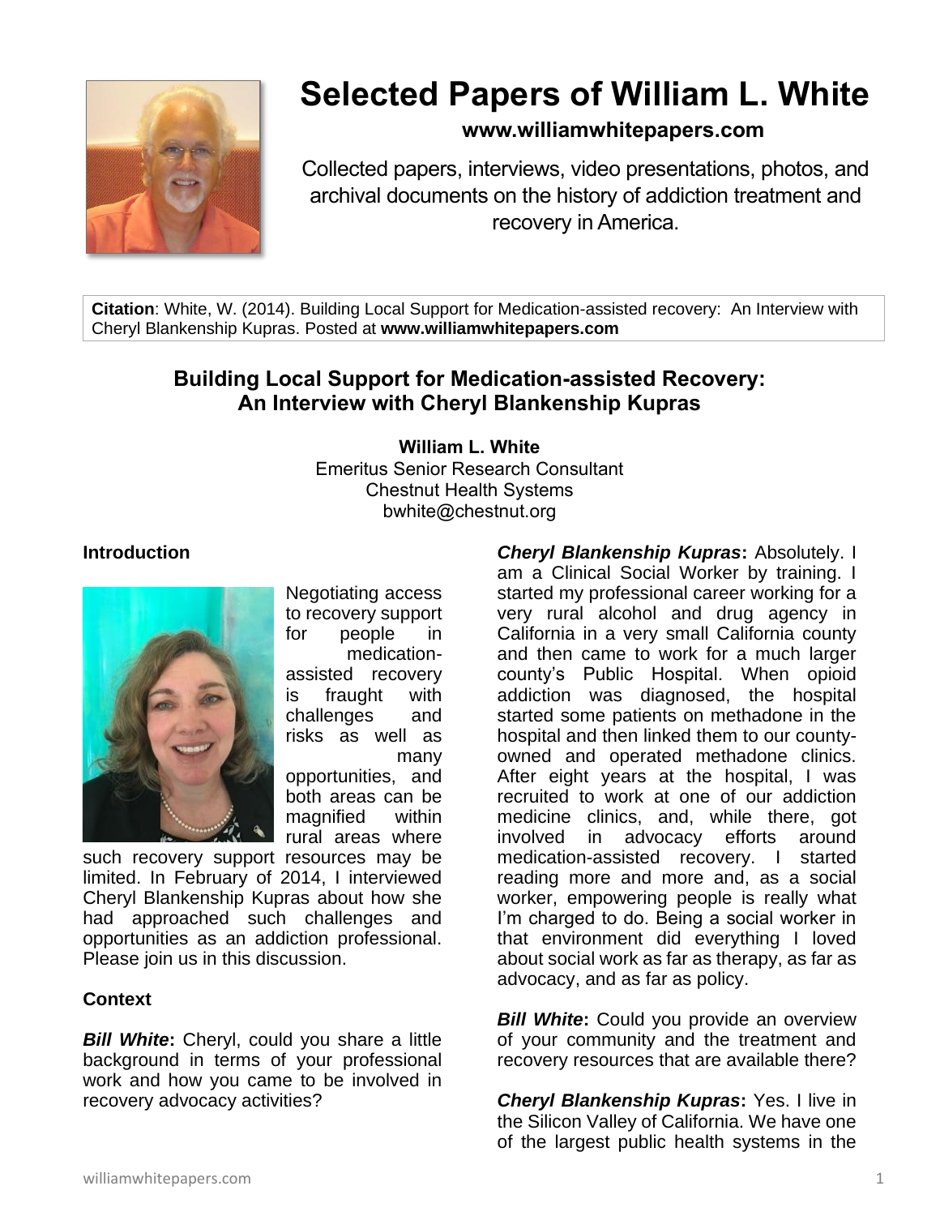# Selected Papers of William L. White

**www.williamwhitepapers.com**

Collected papers, interviews, video presentations, photos, and archival documents on the history of addiction treatment and recovery in America.

**Citation**: White, W. (2014). Building Local Support for Medication-assisted recovery: An Interview with Cheryl Blankenship Kupras. Posted at **www.williamwhitepapers.com**

## Building Local Support for Medication-assisted Recovery: An Interview with Cheryl Blankenship Kupras

**William L. White**
Emeritus Senior Research Consultant
Chestnut Health Systems
bwhite@chestnut.org

### Introduction

Negotiating access to recovery support for people in medication-assisted recovery is fraught with challenges and risks as well as many opportunities, and both areas can be magnified within rural areas where such recovery support resources may be limited. In February of 2014, I interviewed Cheryl Blankenship Kupras about how she had approached such challenges and opportunities as an addiction professional. Please join us in this discussion.

### Context

***Bill White*****:** Cheryl, could you share a little background in terms of your professional work and how you came to be involved in recovery advocacy activities?

***Cheryl Blankenship Kupras*****:** Absolutely. I am a Clinical Social Worker by training. I started my professional career working for a very rural alcohol and drug agency in California in a very small California county and then came to work for a much larger county's Public Hospital. When opioid addiction was diagnosed, the hospital started some patients on methadone in the hospital and then linked them to our county-owned and operated methadone clinics. After eight years at the hospital, I was recruited to work at one of our addiction medicine clinics, and, while there, got involved in advocacy efforts around medication-assisted recovery. I started reading more and more and, as a social worker, empowering people is really what I'm charged to do. Being a social worker in that environment did everything I loved about social work as far as therapy, as far as advocacy, and as far as policy.

***Bill White*****:** Could you provide an overview of your community and the treatment and recovery resources that are available there?

***Cheryl Blankenship Kupras*****:** Yes. I live in the Silicon Valley of California. We have one of the largest public health systems in the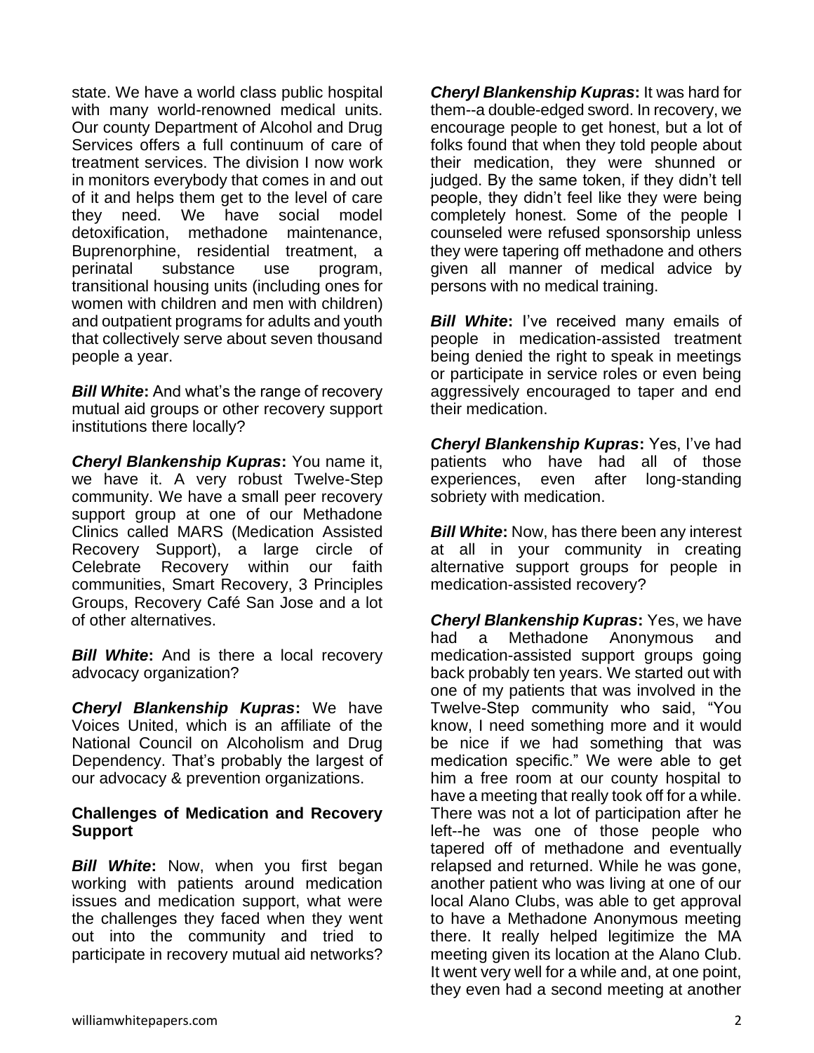state. We have a world class public hospital with many world-renowned medical units. Our county Department of Alcohol and Drug Services offers a full continuum of care of treatment services. The division I now work in monitors everybody that comes in and out of it and helps them get to the level of care they need. We have social model detoxification, methadone maintenance, Buprenorphine, residential treatment, a perinatal substance use program, transitional housing units (including ones for women with children and men with children) and outpatient programs for adults and youth that collectively serve about seven thousand people a year.

***Bill White*:** And what's the range of recovery mutual aid groups or other recovery support institutions there locally?

***Cheryl Blankenship Kupras*:** You name it, we have it. A very robust Twelve-Step community. We have a small peer recovery support group at one of our Methadone Clinics called MARS (Medication Assisted Recovery Support), a large circle of Celebrate Recovery within our faith communities, Smart Recovery, 3 Principles Groups, Recovery Café San Jose and a lot of other alternatives.

***Bill White*:** And is there a local recovery advocacy organization?

***Cheryl Blankenship Kupras*:** We have Voices United, which is an affiliate of the National Council on Alcoholism and Drug Dependency. That's probably the largest of our advocacy & prevention organizations.

**Challenges of Medication and Recovery Support**

***Bill White*:** Now, when you first began working with patients around medication issues and medication support, what were the challenges they faced when they went out into the community and tried to participate in recovery mutual aid networks?

***Cheryl Blankenship Kupras*:** It was hard for them--a double-edged sword. In recovery, we encourage people to get honest, but a lot of folks found that when they told people about their medication, they were shunned or judged. By the same token, if they didn't tell people, they didn't feel like they were being completely honest. Some of the people I counseled were refused sponsorship unless they were tapering off methadone and others given all manner of medical advice by persons with no medical training.

***Bill White*:** I've received many emails of people in medication-assisted treatment being denied the right to speak in meetings or participate in service roles or even being aggressively encouraged to taper and end their medication.

***Cheryl Blankenship Kupras*:** Yes, I've had patients who have had all of those experiences, even after long-standing sobriety with medication.

***Bill White*:** Now, has there been any interest at all in your community in creating alternative support groups for people in medication-assisted recovery?

***Cheryl Blankenship Kupras*:** Yes, we have had a Methadone Anonymous and medication-assisted support groups going back probably ten years. We started out with one of my patients that was involved in the Twelve-Step community who said, "You know, I need something more and it would be nice if we had something that was medication specific." We were able to get him a free room at our county hospital to have a meeting that really took off for a while. There was not a lot of participation after he left--he was one of those people who tapered off of methadone and eventually relapsed and returned. While he was gone, another patient who was living at one of our local Alano Clubs, was able to get approval to have a Methadone Anonymous meeting there. It really helped legitimize the MA meeting given its location at the Alano Club. It went very well for a while and, at one point, they even had a second meeting at another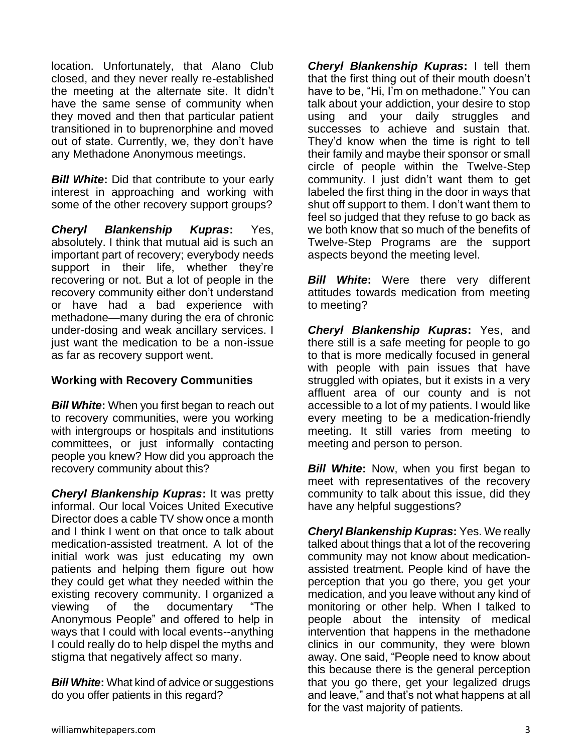location. Unfortunately, that Alano Club closed, and they never really re-established the meeting at the alternate site. It didn't have the same sense of community when they moved and then that particular patient transitioned in to buprenorphine and moved out of state. Currently, we, they don't have any Methadone Anonymous meetings.

***Bill White*:** Did that contribute to your early interest in approaching and working with some of the other recovery support groups?

***Cheryl Blankenship Kupras*:** Yes, absolutely. I think that mutual aid is such an important part of recovery; everybody needs support in their life, whether they're recovering or not. But a lot of people in the recovery community either don't understand or have had a bad experience with methadone—many during the era of chronic under-dosing and weak ancillary services. I just want the medication to be a non-issue as far as recovery support went.

**Working with Recovery Communities**

***Bill White*:** When you first began to reach out to recovery communities, were you working with intergroups or hospitals and institutions committees, or just informally contacting people you knew? How did you approach the recovery community about this?

***Cheryl Blankenship Kupras*:** It was pretty informal. Our local Voices United Executive Director does a cable TV show once a month and I think I went on that once to talk about medication-assisted treatment. A lot of the initial work was just educating my own patients and helping them figure out how they could get what they needed within the existing recovery community. I organized a viewing of the documentary "The Anonymous People" and offered to help in ways that I could with local events--anything I could really do to help dispel the myths and stigma that negatively affect so many.

***Bill White*:** What kind of advice or suggestions do you offer patients in this regard?

***Cheryl Blankenship Kupras*:** I tell them that the first thing out of their mouth doesn't have to be, "Hi, I'm on methadone." You can talk about your addiction, your desire to stop using and your daily struggles and successes to achieve and sustain that. They'd know when the time is right to tell their family and maybe their sponsor or small circle of people within the Twelve-Step community. I just didn't want them to get labeled the first thing in the door in ways that shut off support to them. I don't want them to feel so judged that they refuse to go back as we both know that so much of the benefits of Twelve-Step Programs are the support aspects beyond the meeting level.

***Bill White*:** Were there very different attitudes towards medication from meeting to meeting?

***Cheryl Blankenship Kupras*:** Yes, and there still is a safe meeting for people to go to that is more medically focused in general with people with pain issues that have struggled with opiates, but it exists in a very affluent area of our county and is not accessible to a lot of my patients. I would like every meeting to be a medication-friendly meeting. It still varies from meeting to meeting and person to person.

***Bill White*:** Now, when you first began to meet with representatives of the recovery community to talk about this issue, did they have any helpful suggestions?

***Cheryl Blankenship Kupras*:** Yes. We really talked about things that a lot of the recovering community may not know about medication-assisted treatment. People kind of have the perception that you go there, you get your medication, and you leave without any kind of monitoring or other help. When I talked to people about the intensity of medical intervention that happens in the methadone clinics in our community, they were blown away. One said, "People need to know about this because there is the general perception that you go there, get your legalized drugs and leave," and that's not what happens at all for the vast majority of patients.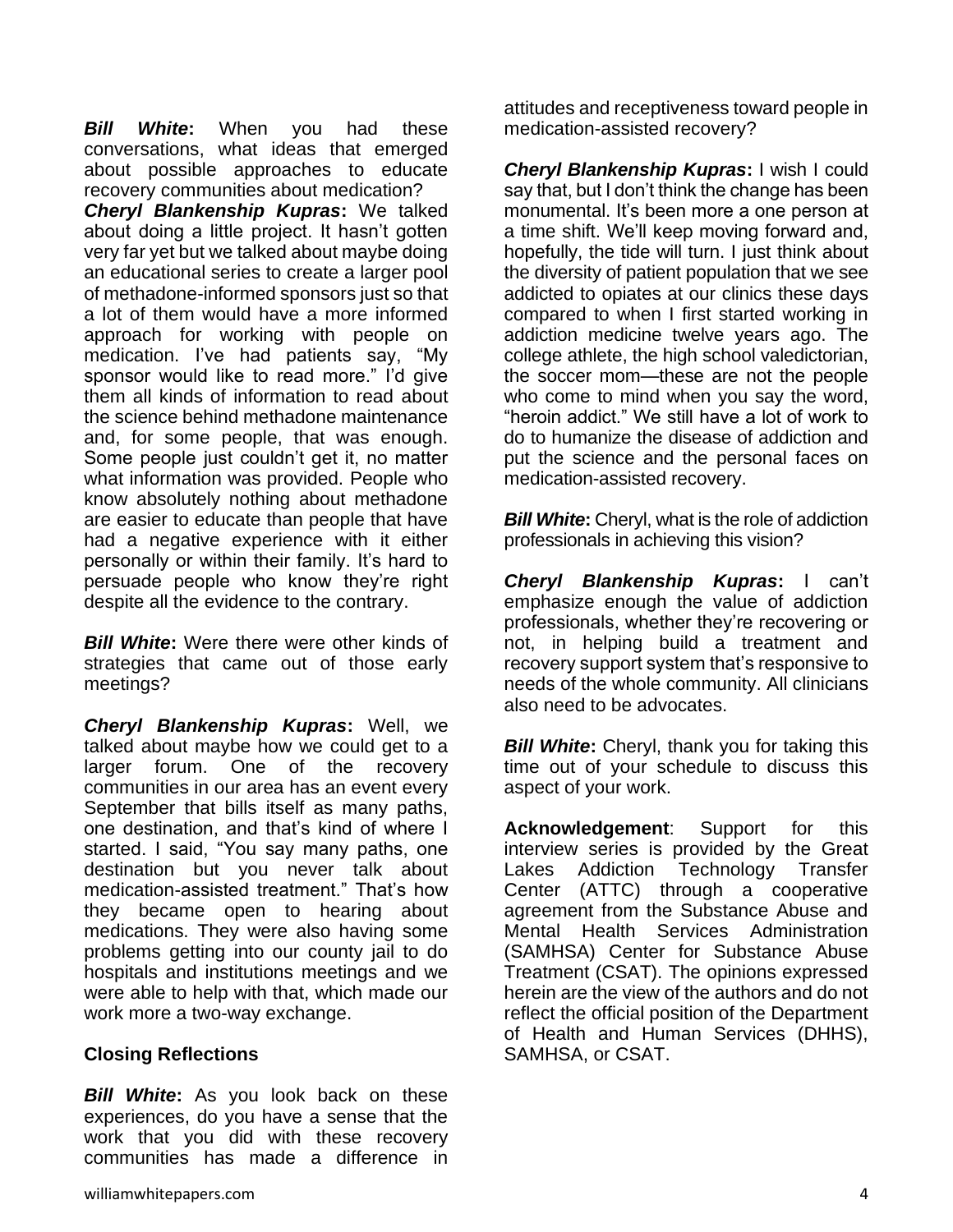***Bill White*:** When you had these conversations, what ideas that emerged about possible approaches to educate recovery communities about medication?

***Cheryl Blankenship Kupras*:** We talked about doing a little project. It hasn't gotten very far yet but we talked about maybe doing an educational series to create a larger pool of methadone-informed sponsors just so that a lot of them would have a more informed approach for working with people on medication. I've had patients say, "My sponsor would like to read more." I'd give them all kinds of information to read about the science behind methadone maintenance and, for some people, that was enough. Some people just couldn't get it, no matter what information was provided. People who know absolutely nothing about methadone are easier to educate than people that have had a negative experience with it either personally or within their family. It's hard to persuade people who know they're right despite all the evidence to the contrary.

***Bill White*:** Were there were other kinds of strategies that came out of those early meetings?

***Cheryl Blankenship Kupras*:** Well, we talked about maybe how we could get to a larger forum. One of the recovery communities in our area has an event every September that bills itself as many paths, one destination, and that's kind of where I started. I said, "You say many paths, one destination but you never talk about medication-assisted treatment." That's how they became open to hearing about medications. They were also having some problems getting into our county jail to do hospitals and institutions meetings and we were able to help with that, which made our work more a two-way exchange.

## Closing Reflections

***Bill White*:** As you look back on these experiences, do you have a sense that the work that you did with these recovery communities has made a difference in attitudes and receptiveness toward people in medication-assisted recovery?

***Cheryl Blankenship Kupras*:** I wish I could say that, but I don't think the change has been monumental. It's been more a one person at a time shift. We'll keep moving forward and, hopefully, the tide will turn. I just think about the diversity of patient population that we see addicted to opiates at our clinics these days compared to when I first started working in addiction medicine twelve years ago. The college athlete, the high school valedictorian, the soccer mom—these are not the people who come to mind when you say the word, "heroin addict." We still have a lot of work to do to humanize the disease of addiction and put the science and the personal faces on medication-assisted recovery.

***Bill White*:** Cheryl, what is the role of addiction professionals in achieving this vision?

***Cheryl Blankenship Kupras*:** I can't emphasize enough the value of addiction professionals, whether they're recovering or not, in helping build a treatment and recovery support system that's responsive to needs of the whole community. All clinicians also need to be advocates.

***Bill White*:** Cheryl, thank you for taking this time out of your schedule to discuss this aspect of your work.

**Acknowledgement**: Support for this interview series is provided by the Great Lakes Addiction Technology Transfer Center (ATTC) through a cooperative agreement from the Substance Abuse and Mental Health Services Administration (SAMHSA) Center for Substance Abuse Treatment (CSAT). The opinions expressed herein are the view of the authors and do not reflect the official position of the Department of Health and Human Services (DHHS), SAMHSA, or CSAT.